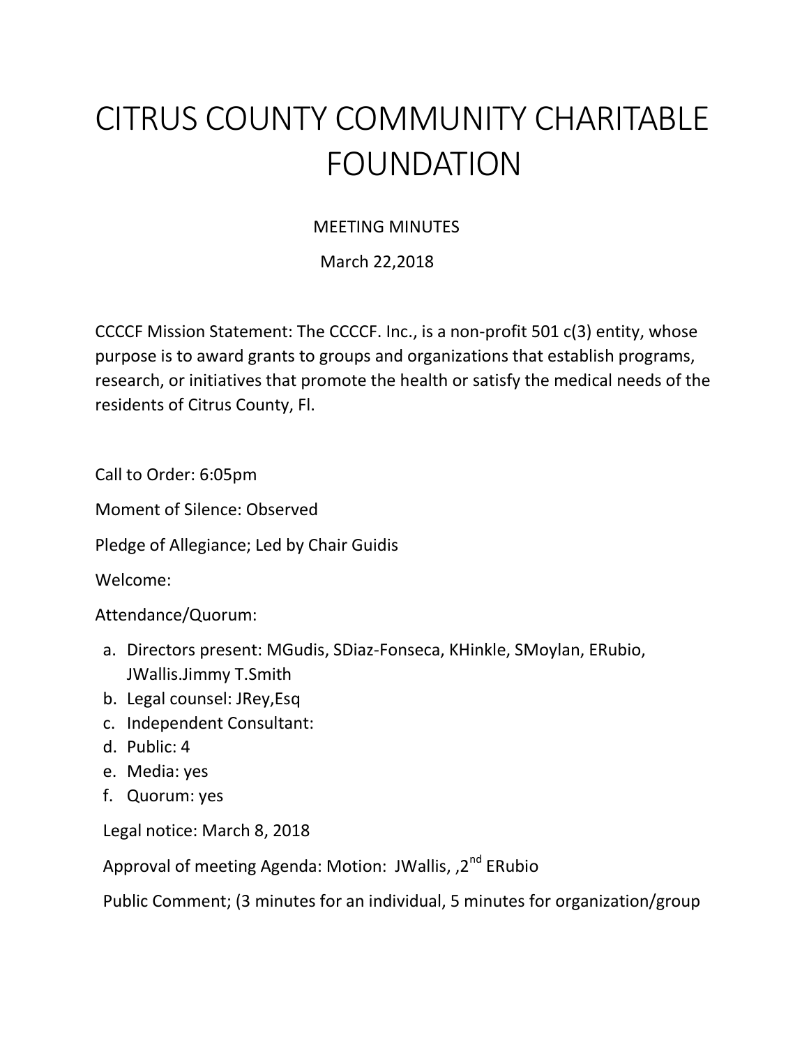# CITRUS COUNTY COMMUNITY CHARITABLE FOUNDATION

MEETING MINUTES

March 22,2018

CCCCF Mission Statement: The CCCCF. Inc., is a non-profit 501 c(3) entity, whose purpose is to award grants to groups and organizations that establish programs, research, or initiatives that promote the health or satisfy the medical needs of the residents of Citrus County, Fl.

Call to Order: 6:05pm

Moment of Silence: Observed

Pledge of Allegiance; Led by Chair Guidis

Welcome:

Attendance/Quorum:

a. Directors present: MGudis, SDiaz-Fonseca, KHinkle, SMoylan, ERubio, JWallis.Jimmy T.Smith
b. Legal counsel: JRey,Esq
c. Independent Consultant:
d. Public: 4
e. Media: yes
f. Quorum: yes

Legal notice: March 8, 2018

Approval of meeting Agenda: Motion: JWallis, ,2nd ERubio

Public Comment; (3 minutes for an individual, 5 minutes for organization/group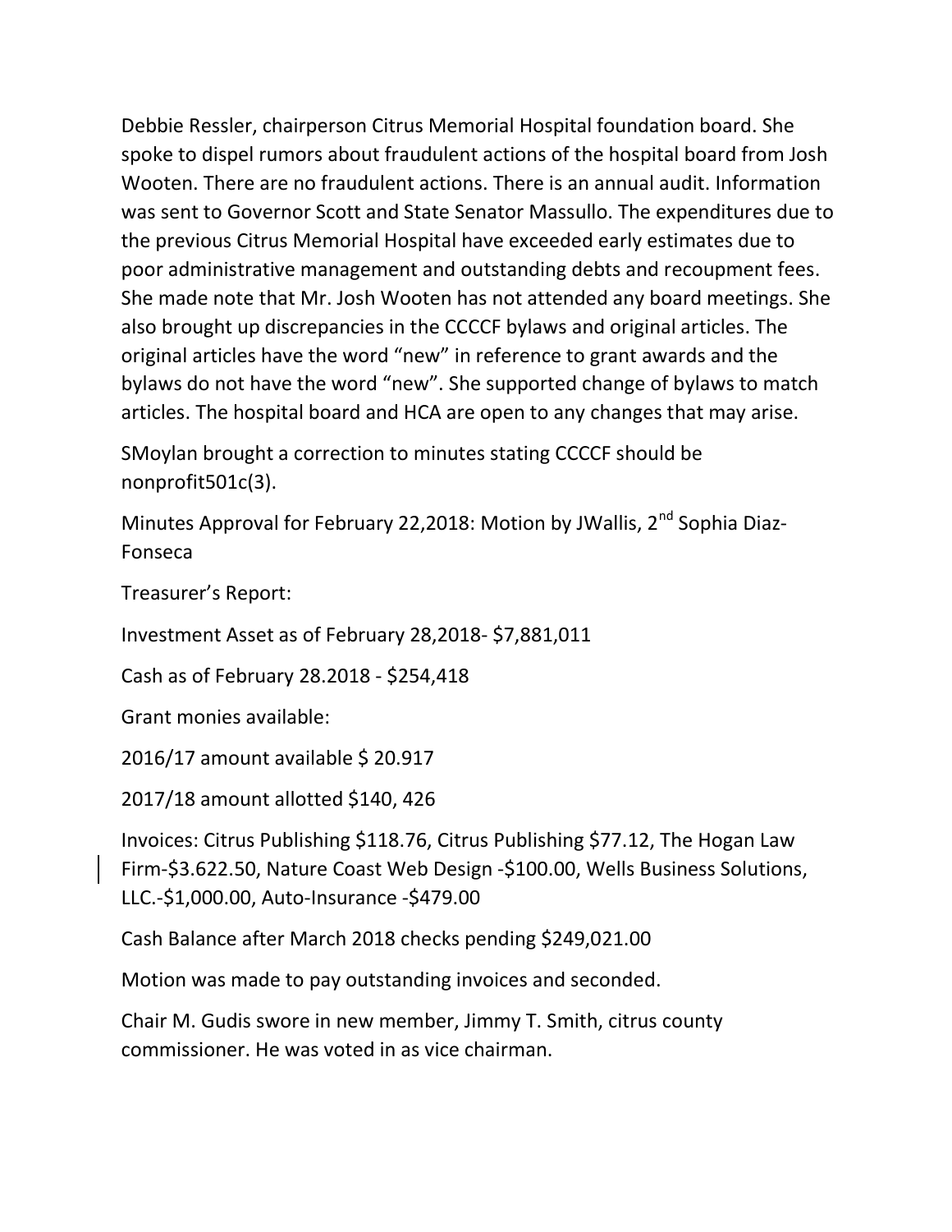Debbie Ressler, chairperson Citrus Memorial Hospital foundation board. She spoke to dispel rumors about fraudulent actions of the hospital board from Josh Wooten. There are no fraudulent actions. There is an annual audit. Information was sent to Governor Scott and State Senator Massullo. The expenditures due to the previous Citrus Memorial Hospital have exceeded early estimates due to poor administrative management and outstanding debts and recoupment fees. She made note that Mr. Josh Wooten has not attended any board meetings. She also brought up discrepancies in the CCCCF bylaws and original articles. The original articles have the word "new" in reference to grant awards and the bylaws do not have the word "new". She supported change of bylaws to match articles. The hospital board and HCA are open to any changes that may arise.

SMoylan brought a correction to minutes stating CCCCF should be nonprofit501c(3).

Minutes Approval for February 22,2018: Motion by JWallis, 2nd Sophia Diaz-Fonseca

Treasurer's Report:

Investment Asset as of February 28,2018- $7,881,011

Cash as of February 28.2018 - $254,418

Grant monies available:

2016/17 amount available $ 20.917

2017/18 amount allotted $140, 426

Invoices: Citrus Publishing $118.76, Citrus Publishing $77.12, The Hogan Law Firm-$3.622.50, Nature Coast Web Design -$100.00, Wells Business Solutions, LLC.-$1,000.00, Auto-Insurance -$479.00

Cash Balance after March 2018 checks pending $249,021.00

Motion was made to pay outstanding invoices and seconded.

Chair M. Gudis swore in new member, Jimmy T. Smith, citrus county commissioner. He was voted in as vice chairman.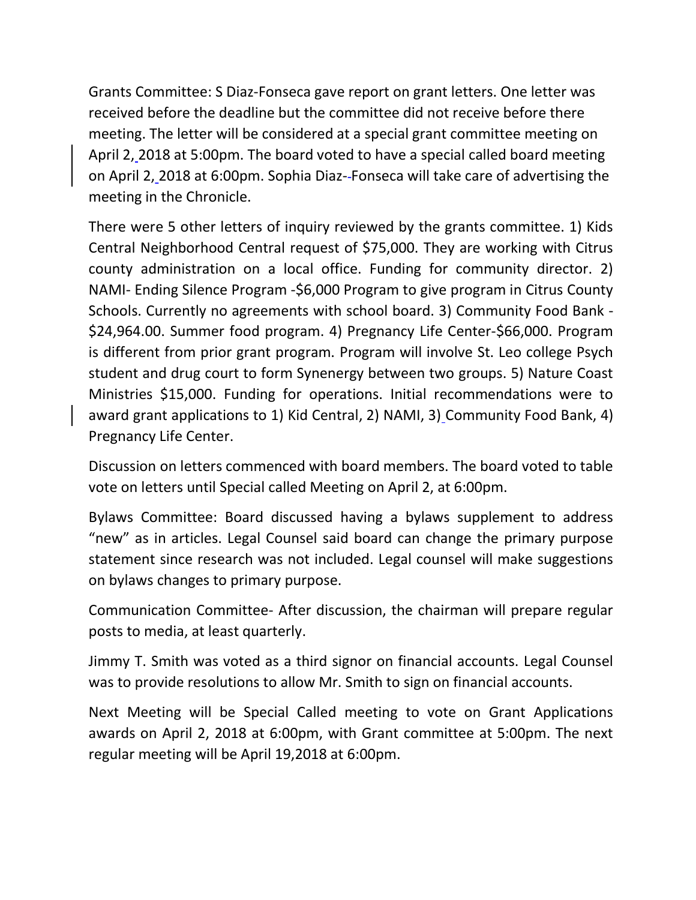Grants Committee: S Diaz-Fonseca gave report on grant letters. One letter was received before the deadline but the committee did not receive before there meeting. The letter will be considered at a special grant committee meeting on April 2, 2018 at 5:00pm. The board voted to have a special called board meeting on April 2, 2018 at 6:00pm. Sophia Diaz-Fonseca will take care of advertising the meeting in the Chronicle.

There were 5 other letters of inquiry reviewed by the grants committee. 1) Kids Central Neighborhood Central request of $75,000. They are working with Citrus county administration on a local office. Funding for community director. 2) NAMI- Ending Silence Program -$6,000 Program to give program in Citrus County Schools. Currently no agreements with school board. 3) Community Food Bank - $24,964.00. Summer food program. 4) Pregnancy Life Center-$66,000. Program is different from prior grant program. Program will involve St. Leo college Psych student and drug court to form Synenergy between two groups. 5) Nature Coast Ministries $15,000. Funding for operations. Initial recommendations were to award grant applications to 1) Kid Central, 2) NAMI, 3) Community Food Bank, 4) Pregnancy Life Center.

Discussion on letters commenced with board members. The board voted to table vote on letters until Special called Meeting on April 2, at 6:00pm.

Bylaws Committee: Board discussed having a bylaws supplement to address "new" as in articles. Legal Counsel said board can change the primary purpose statement since research was not included. Legal counsel will make suggestions on bylaws changes to primary purpose.

Communication Committee- After discussion, the chairman will prepare regular posts to media, at least quarterly.

Jimmy T. Smith was voted as a third signor on financial accounts. Legal Counsel was to provide resolutions to allow Mr. Smith to sign on financial accounts.

Next Meeting will be Special Called meeting to vote on Grant Applications awards on April 2, 2018 at 6:00pm, with Grant committee at 5:00pm. The next regular meeting will be April 19,2018 at 6:00pm.